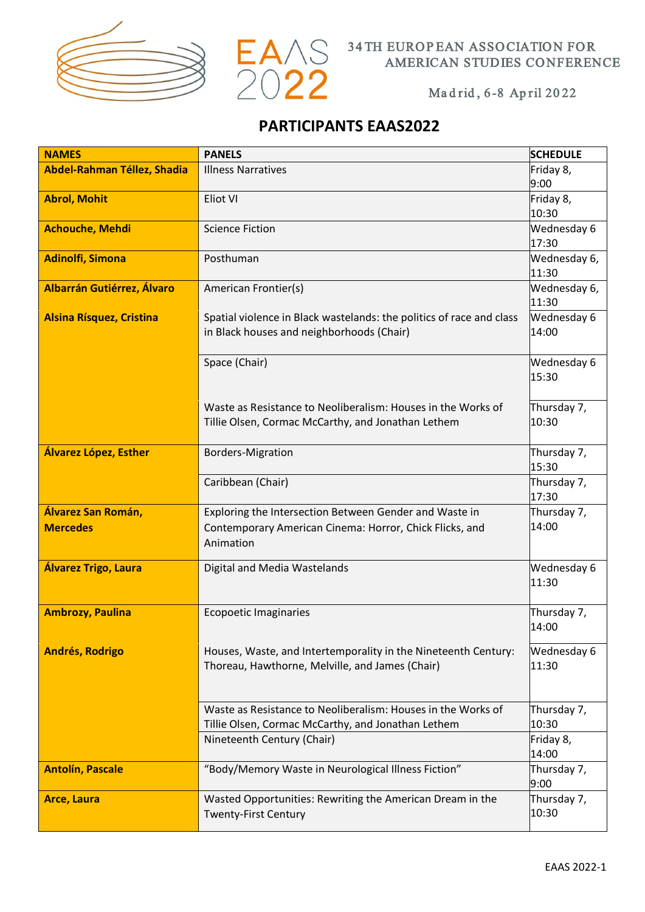EAAS 2022

34TH EUROPEAN ASSOCIATION FOR AMERICAN STUDIES CONFERENCE

Madrid, 6-8 April 2022

# PARTICIPANTS EAAS2022

| NAMES | PANELS | SCHEDULE |
|---|---|---|
| **Abdel-Rahman Téllez, Shadia** | Illness Narratives | Friday 8, 9:00 |
| **Abrol, Mohit** | Eliot VI | Friday 8, 10:30 |
| **Achouche, Mehdi** | Science Fiction | Wednesday 6 17:30 |
| **Adinolfi, Simona** | Posthuman | Wednesday 6, 11:30 |
| **Albarrán Gutiérrez, Álvaro** | American Frontier(s) | Wednesday 6, 11:30 |
| **Alsina Rísquez, Cristina** | Spatial violence in Black wastelands: the politics of race and class in Black houses and neighborhoods (Chair) | Wednesday 6 14:00 |
| | Space (Chair) | Wednesday 6 15:30 |
| | Waste as Resistance to Neoliberalism: Houses in the Works of Tillie Olsen, Cormac McCarthy, and Jonathan Lethem | Thursday 7, 10:30 |
| **Álvarez López, Esther** | Borders-Migration | Thursday 7, 15:30 |
| | Caribbean (Chair) | Thursday 7, 17:30 |
| **Álvarez San Román, Mercedes** | Exploring the Intersection Between Gender and Waste in Contemporary American Cinema: Horror, Chick Flicks, and Animation | Thursday 7, 14:00 |
| **Álvarez Trigo, Laura** | Digital and Media Wastelands | Wednesday 6 11:30 |
| **Ambrozy, Paulina** | Ecopoetic Imaginaries | Thursday 7, 14:00 |
| **Andrés, Rodrigo** | Houses, Waste, and Intertemporality in the Nineteenth Century: Thoreau, Hawthorne, Melville, and James (Chair) | Wednesday 6 11:30 |
| | Waste as Resistance to Neoliberalism: Houses in the Works of Tillie Olsen, Cormac McCarthy, and Jonathan Lethem | Thursday 7, 10:30 |
| | Nineteenth Century (Chair) | Friday 8, 14:00 |
| **Antolín, Pascale** | "Body/Memory Waste in Neurological Illness Fiction" | Thursday 7, 9:00 |
| **Arce, Laura** | Wasted Opportunities: Rewriting the American Dream in the Twenty-First Century | Thursday 7, 10:30 |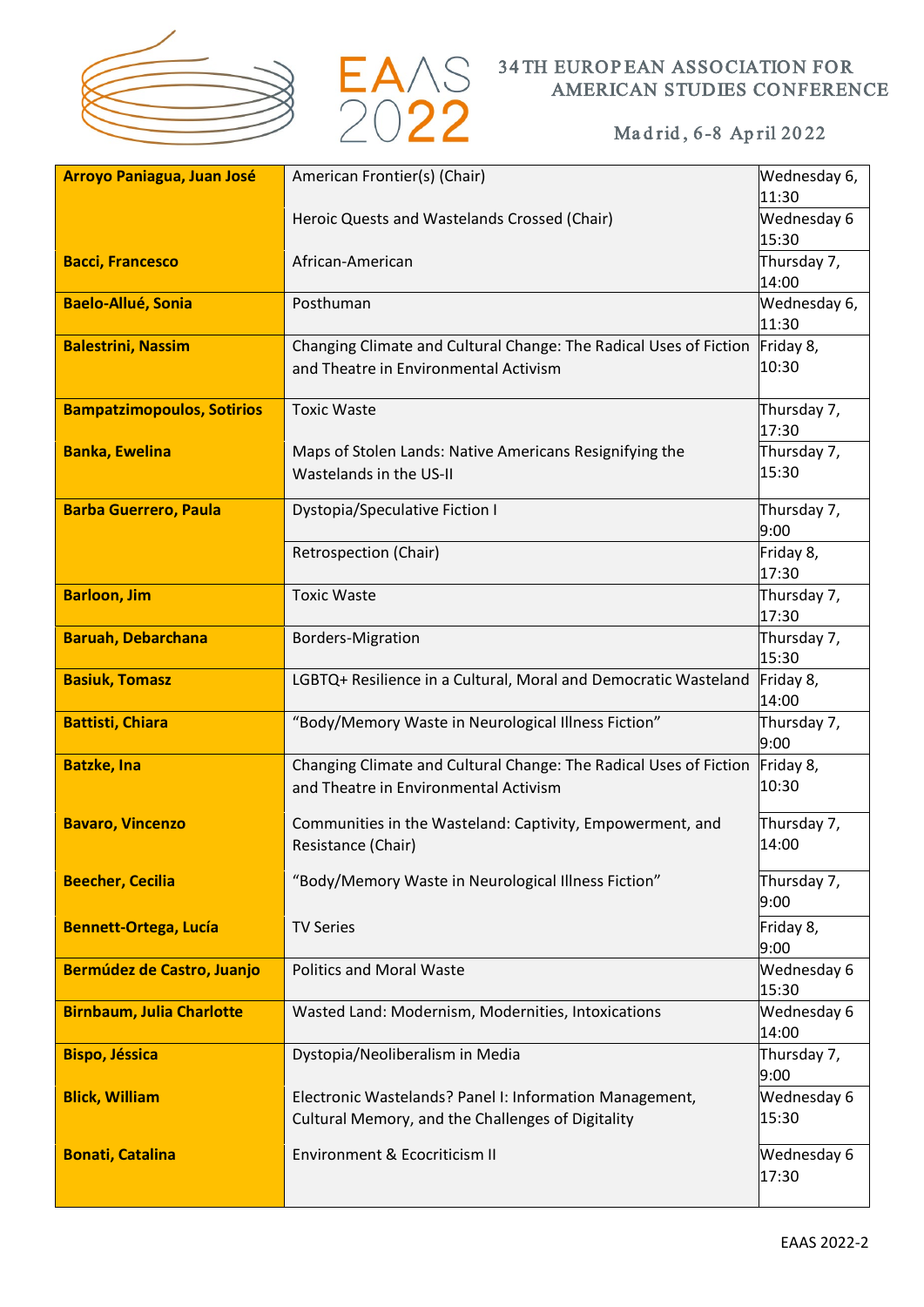| | | |
|---|---|---|
| **Arroyo Paniagua, Juan José** | American Frontier(s) (Chair) | Wednesday 6, 11:30 |
| | Heroic Quests and Wastelands Crossed (Chair) | Wednesday 6 15:30 |
| **Bacci, Francesco** | African-American | Thursday 7, 14:00 |
| **Baelo-Allué, Sonia** | Posthuman | Wednesday 6, 11:30 |
| **Balestrini, Nassim** | Changing Climate and Cultural Change: The Radical Uses of Fiction and Theatre in Environmental Activism | Friday 8, 10:30 |
| **Bampatzimopoulos, Sotirios** | Toxic Waste | Thursday 7, 17:30 |
| **Banka, Ewelina** | Maps of Stolen Lands: Native Americans Resignifying the Wastelands in the US-II | Thursday 7, 15:30 |
| **Barba Guerrero, Paula** | Dystopia/Speculative Fiction I | Thursday 7, 9:00 |
| | Retrospection (Chair) | Friday 8, 17:30 |
| **Barloon, Jim** | Toxic Waste | Thursday 7, 17:30 |
| **Baruah, Debarchana** | Borders-Migration | Thursday 7, 15:30 |
| **Basiuk, Tomasz** | LGBTQ+ Resilience in a Cultural, Moral and Democratic Wasteland | Friday 8, 14:00 |
| **Battisti, Chiara** | "Body/Memory Waste in Neurological Illness Fiction" | Thursday 7, 9:00 |
| **Batzke, Ina** | Changing Climate and Cultural Change: The Radical Uses of Fiction and Theatre in Environmental Activism | Friday 8, 10:30 |
| **Bavaro, Vincenzo** | Communities in the Wasteland: Captivity, Empowerment, and Resistance (Chair) | Thursday 7, 14:00 |
| **Beecher, Cecilia** | "Body/Memory Waste in Neurological Illness Fiction" | Thursday 7, 9:00 |
| **Bennett-Ortega, Lucía** | TV Series | Friday 8, 9:00 |
| **Bermúdez de Castro, Juanjo** | Politics and Moral Waste | Wednesday 6 15:30 |
| **Birnbaum, Julia Charlotte** | Wasted Land: Modernism, Modernities, Intoxications | Wednesday 6 14:00 |
| **Bispo, Jéssica** | Dystopia/Neoliberalism in Media | Thursday 7, 9:00 |
| **Blick, William** | Electronic Wastelands? Panel I: Information Management, Cultural Memory, and the Challenges of Digitality | Wednesday 6 15:30 |
| **Bonati, Catalina** | Environment & Ecocriticism II | Wednesday 6 17:30 |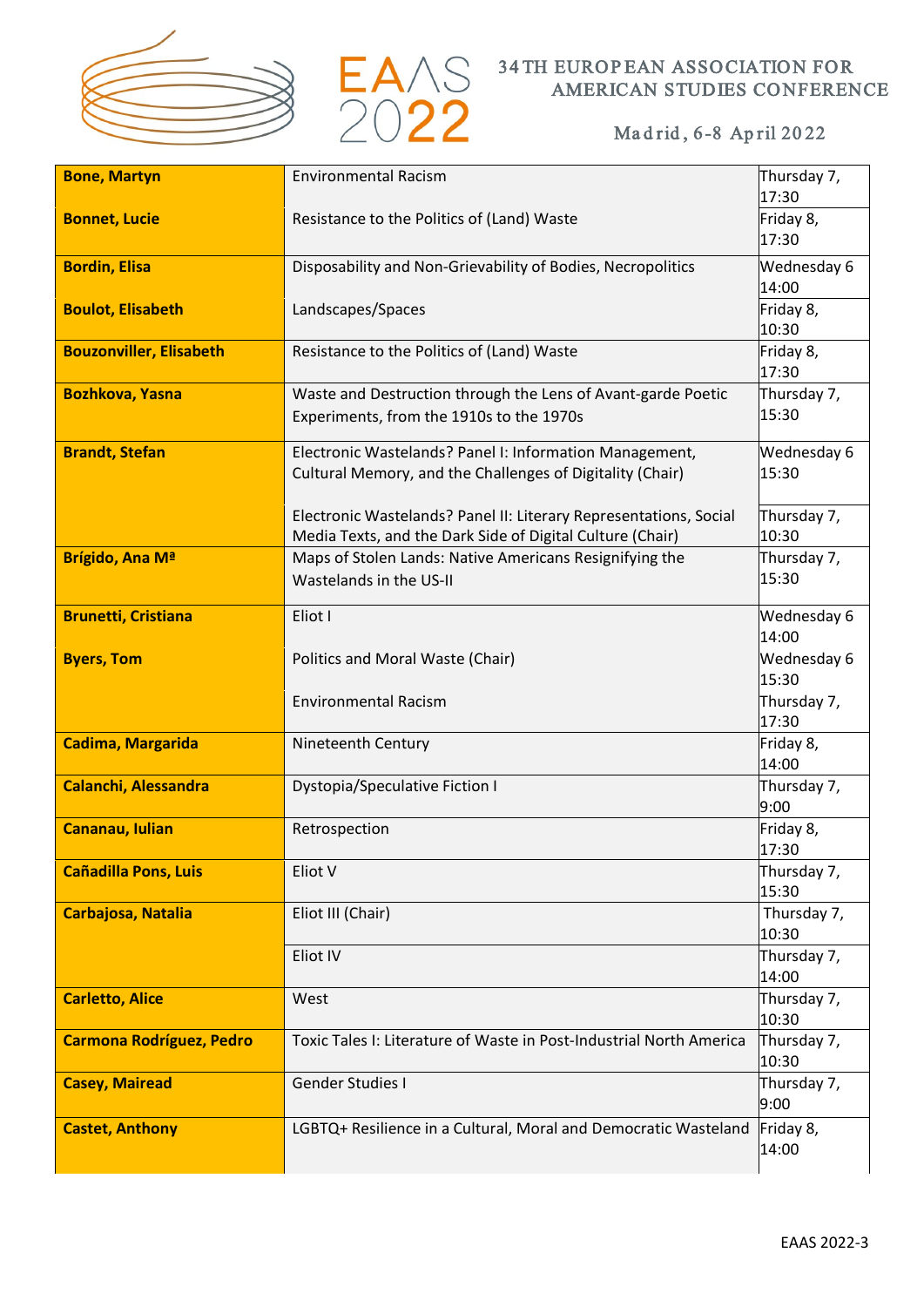| | | |
|---|---|---|
| **Bone, Martyn** | Environmental Racism | Thursday 7, 17:30 |
| **Bonnet, Lucie** | Resistance to the Politics of (Land) Waste | Friday 8, 17:30 |
| **Bordin, Elisa** | Disposability and Non-Grievability of Bodies, Necropolitics | Wednesday 6 14:00 |
| **Boulot, Elisabeth** | Landscapes/Spaces | Friday 8, 10:30 |
| **Bouzonviller, Elisabeth** | Resistance to the Politics of (Land) Waste | Friday 8, 17:30 |
| **Bozhkova, Yasna** | Waste and Destruction through the Lens of Avant-garde Poetic Experiments, from the 1910s to the 1970s | Thursday 7, 15:30 |
| **Brandt, Stefan** | Electronic Wastelands? Panel I: Information Management, Cultural Memory, and the Challenges of Digitality (Chair) | Wednesday 6 15:30 |
| | Electronic Wastelands? Panel II: Literary Representations, Social Media Texts, and the Dark Side of Digital Culture (Chair) | Thursday 7, 10:30 |
| **Brígido, Ana Mª** | Maps of Stolen Lands: Native Americans Resignifying the Wastelands in the US-II | Thursday 7, 15:30 |
| **Brunetti, Cristiana** | Eliot I | Wednesday 6 14:00 |
| **Byers, Tom** | Politics and Moral Waste (Chair) | Wednesday 6 15:30 |
| | Environmental Racism | Thursday 7, 17:30 |
| **Cadima, Margarida** | Nineteenth Century | Friday 8, 14:00 |
| **Calanchi, Alessandra** | Dystopia/Speculative Fiction I | Thursday 7, 9:00 |
| **Cananau, Iulian** | Retrospection | Friday 8, 17:30 |
| **Cañadilla Pons, Luis** | Eliot V | Thursday 7, 15:30 |
| **Carbajosa, Natalia** | Eliot III (Chair) | Thursday 7, 10:30 |
| | Eliot IV | Thursday 7, 14:00 |
| **Carletto, Alice** | West | Thursday 7, 10:30 |
| **Carmona Rodríguez, Pedro** | Toxic Tales I: Literature of Waste in Post-Industrial North America | Thursday 7, 10:30 |
| **Casey, Mairead** | Gender Studies I | Thursday 7, 9:00 |
| **Castet, Anthony** | LGBTQ+ Resilience in a Cultural, Moral and Democratic Wasteland | Friday 8, 14:00 |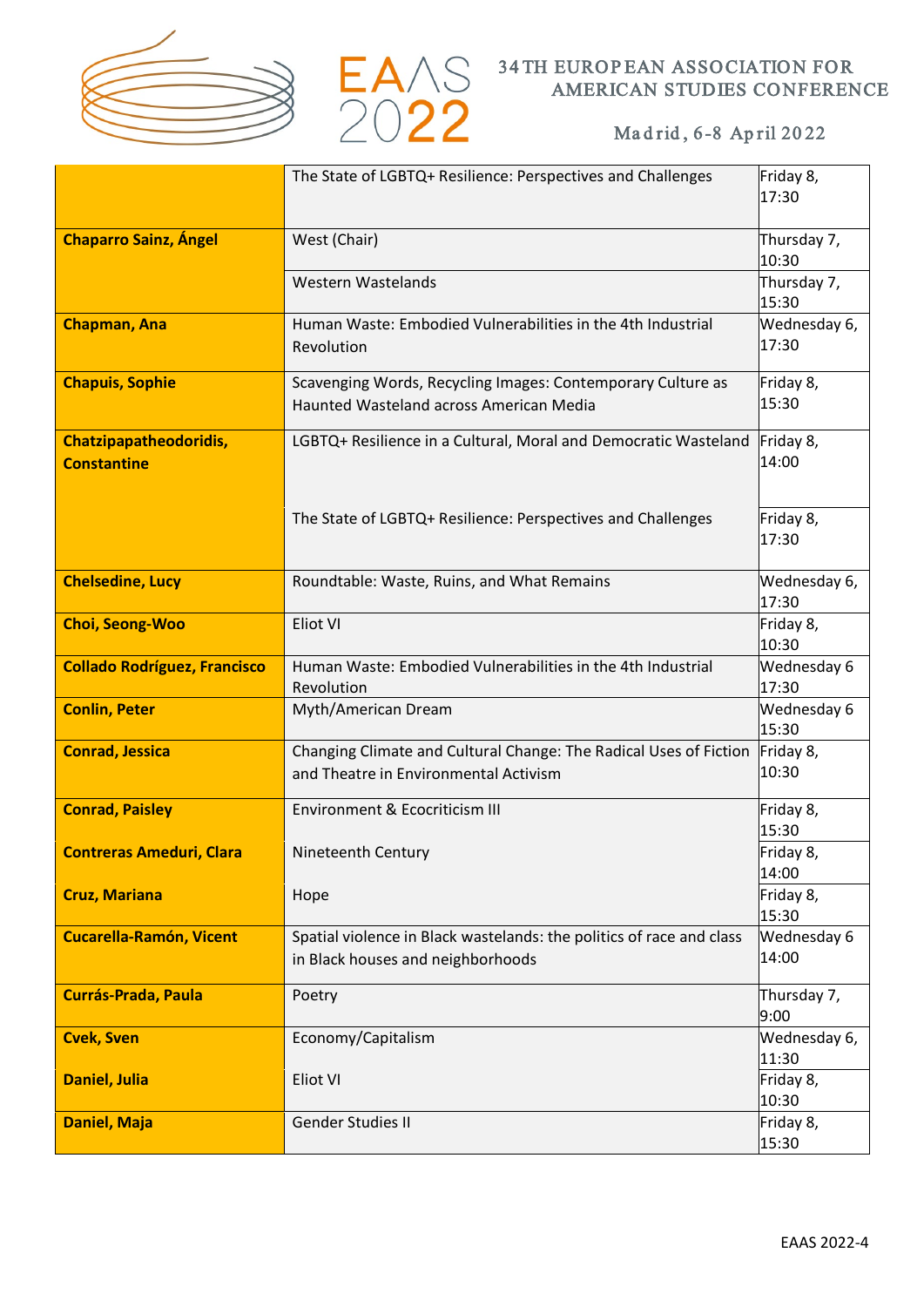| | | |
|---|---|---|
| | The State of LGBTQ+ Resilience: Perspectives and Challenges | Friday 8, 17:30 |
| **Chaparro Sainz, Ángel** | West (Chair) | Thursday 7, 10:30 |
| | Western Wastelands | Thursday 7, 15:30 |
| **Chapman, Ana** | Human Waste: Embodied Vulnerabilities in the 4th Industrial Revolution | Wednesday 6, 17:30 |
| **Chapuis, Sophie** | Scavenging Words, Recycling Images: Contemporary Culture as Haunted Wasteland across American Media | Friday 8, 15:30 |
| **Chatzipapatheodoridis, Constantine** | LGBTQ+ Resilience in a Cultural, Moral and Democratic Wasteland | Friday 8, 14:00 |
| | The State of LGBTQ+ Resilience: Perspectives and Challenges | Friday 8, 17:30 |
| **Chelsedine, Lucy** | Roundtable: Waste, Ruins, and What Remains | Wednesday 6, 17:30 |
| **Choi, Seong-Woo** | Eliot VI | Friday 8, 10:30 |
| **Collado Rodríguez, Francisco** | Human Waste: Embodied Vulnerabilities in the 4th Industrial Revolution | Wednesday 6 17:30 |
| **Conlin, Peter** | Myth/American Dream | Wednesday 6 15:30 |
| **Conrad, Jessica** | Changing Climate and Cultural Change: The Radical Uses of Fiction and Theatre in Environmental Activism | Friday 8, 10:30 |
| **Conrad, Paisley** | Environment & Ecocriticism III | Friday 8, 15:30 |
| **Contreras Ameduri, Clara** | Nineteenth Century | Friday 8, 14:00 |
| **Cruz, Mariana** | Hope | Friday 8, 15:30 |
| **Cucarella-Ramón, Vicent** | Spatial violence in Black wastelands: the politics of race and class in Black houses and neighborhoods | Wednesday 6 14:00 |
| **Currás-Prada, Paula** | Poetry | Thursday 7, 9:00 |
| **Cvek, Sven** | Economy/Capitalism | Wednesday 6, 11:30 |
| **Daniel, Julia** | Eliot VI | Friday 8, 10:30 |
| **Daniel, Maja** | Gender Studies II | Friday 8, 15:30 |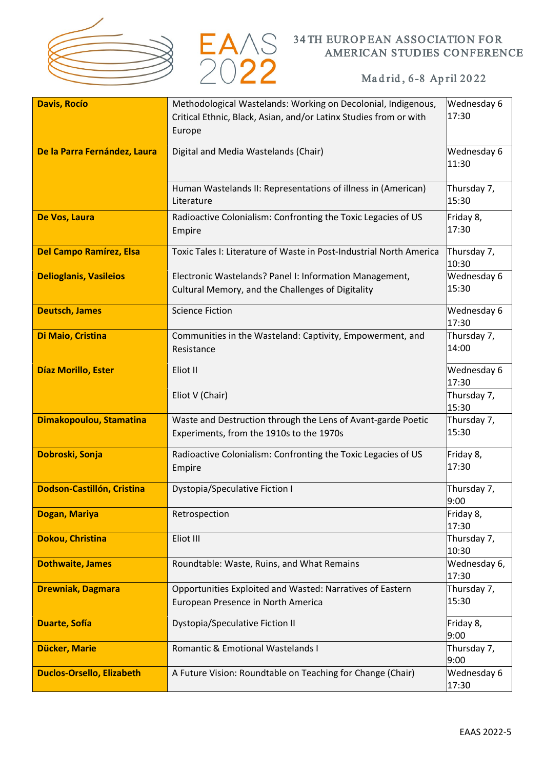| | | |
|---|---|---|
| **Davis, Rocío** | Methodological Wastelands: Working on Decolonial, Indigenous, Critical Ethnic, Black, Asian, and/or Latinx Studies from or with Europe | Wednesday 6 17:30 |
| **De la Parra Fernández, Laura** | Digital and Media Wastelands (Chair) | Wednesday 6 11:30 |
| | Human Wastelands II: Representations of illness in (American) Literature | Thursday 7, 15:30 |
| **De Vos, Laura** | Radioactive Colonialism: Confronting the Toxic Legacies of US Empire | Friday 8, 17:30 |
| **Del Campo Ramírez, Elsa** | Toxic Tales I: Literature of Waste in Post-Industrial North America | Thursday 7, 10:30 |
| **Delioglanis, Vasileios** | Electronic Wastelands? Panel I: Information Management, Cultural Memory, and the Challenges of Digitality | Wednesday 6 15:30 |
| **Deutsch, James** | Science Fiction | Wednesday 6 17:30 |
| **Di Maio, Cristina** | Communities in the Wasteland: Captivity, Empowerment, and Resistance | Thursday 7, 14:00 |
| **Díaz Morillo, Ester** | Eliot II | Wednesday 6 17:30 |
| | Eliot V (Chair) | Thursday 7, 15:30 |
| **Dimakopoulou, Stamatina** | Waste and Destruction through the Lens of Avant-garde Poetic Experiments, from the 1910s to the 1970s | Thursday 7, 15:30 |
| **Dobroski, Sonja** | Radioactive Colonialism: Confronting the Toxic Legacies of US Empire | Friday 8, 17:30 |
| **Dodson-Castillón, Cristina** | Dystopia/Speculative Fiction I | Thursday 7, 9:00 |
| **Dogan, Mariya** | Retrospection | Friday 8, 17:30 |
| **Dokou, Christina** | Eliot III | Thursday 7, 10:30 |
| **Dothwaite, James** | Roundtable: Waste, Ruins, and What Remains | Wednesday 6, 17:30 |
| **Drewniak, Dagmara** | Opportunities Exploited and Wasted: Narratives of Eastern European Presence in North America | Thursday 7, 15:30 |
| **Duarte, Sofía** | Dystopia/Speculative Fiction II | Friday 8, 9:00 |
| **Dücker, Marie** | Romantic & Emotional Wastelands I | Thursday 7, 9:00 |
| **Duclos-Orsello, Elizabeth** | A Future Vision: Roundtable on Teaching for Change (Chair) | Wednesday 6 17:30 |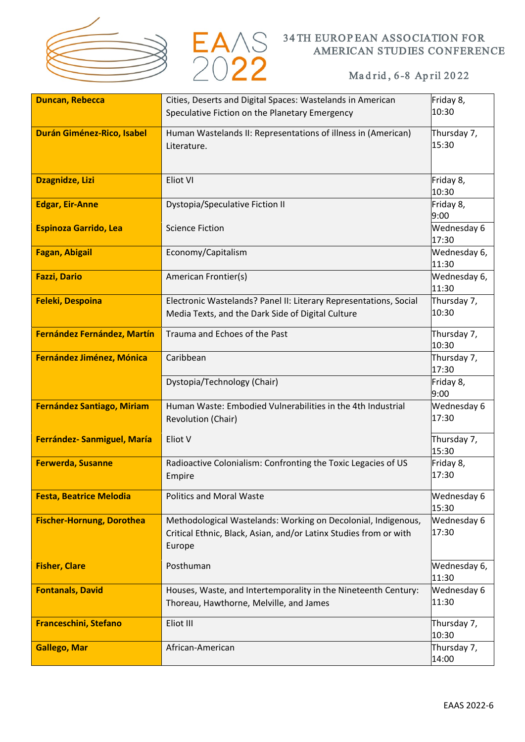| | | |
|---|---|---|
| **Duncan, Rebecca** | Cities, Deserts and Digital Spaces: Wastelands in American Speculative Fiction on the Planetary Emergency | Friday 8, 10:30 |
| **Durán Giménez-Rico, Isabel** | Human Wastelands II: Representations of illness in (American) Literature. | Thursday 7, 15:30 |
| **Dzagnidze, Lizi** | Eliot VI | Friday 8, 10:30 |
| **Edgar, Eir-Anne** | Dystopia/Speculative Fiction II | Friday 8, 9:00 |
| **Espinoza Garrido, Lea** | Science Fiction | Wednesday 6 17:30 |
| **Fagan, Abigail** | Economy/Capitalism | Wednesday 6, 11:30 |
| **Fazzi, Dario** | American Frontier(s) | Wednesday 6, 11:30 |
| **Feleki, Despoina** | Electronic Wastelands? Panel II: Literary Representations, Social Media Texts, and the Dark Side of Digital Culture | Thursday 7, 10:30 |
| **Fernández Fernández, Martín** | Trauma and Echoes of the Past | Thursday 7, 10:30 |
| **Fernández Jiménez, Mónica** | Caribbean | Thursday 7, 17:30 |
| | Dystopia/Technology (Chair) | Friday 8, 9:00 |
| **Fernández Santiago, Miriam** | Human Waste: Embodied Vulnerabilities in the 4th Industrial Revolution (Chair) | Wednesday 6 17:30 |
| **Ferrández- Sanmiguel, María** | Eliot V | Thursday 7, 15:30 |
| **Ferwerda, Susanne** | Radioactive Colonialism: Confronting the Toxic Legacies of US Empire | Friday 8, 17:30 |
| **Festa, Beatrice Melodia** | Politics and Moral Waste | Wednesday 6 15:30 |
| **Fischer-Hornung, Dorothea** | Methodological Wastelands: Working on Decolonial, Indigenous, Critical Ethnic, Black, Asian, and/or Latinx Studies from or with Europe | Wednesday 6 17:30 |
| **Fisher, Clare** | Posthuman | Wednesday 6, 11:30 |
| **Fontanals, David** | Houses, Waste, and Intertemporality in the Nineteenth Century: Thoreau, Hawthorne, Melville, and James | Wednesday 6 11:30 |
| **Franceschini, Stefano** | Eliot III | Thursday 7, 10:30 |
| **Gallego, Mar** | African-American | Thursday 7, 14:00 |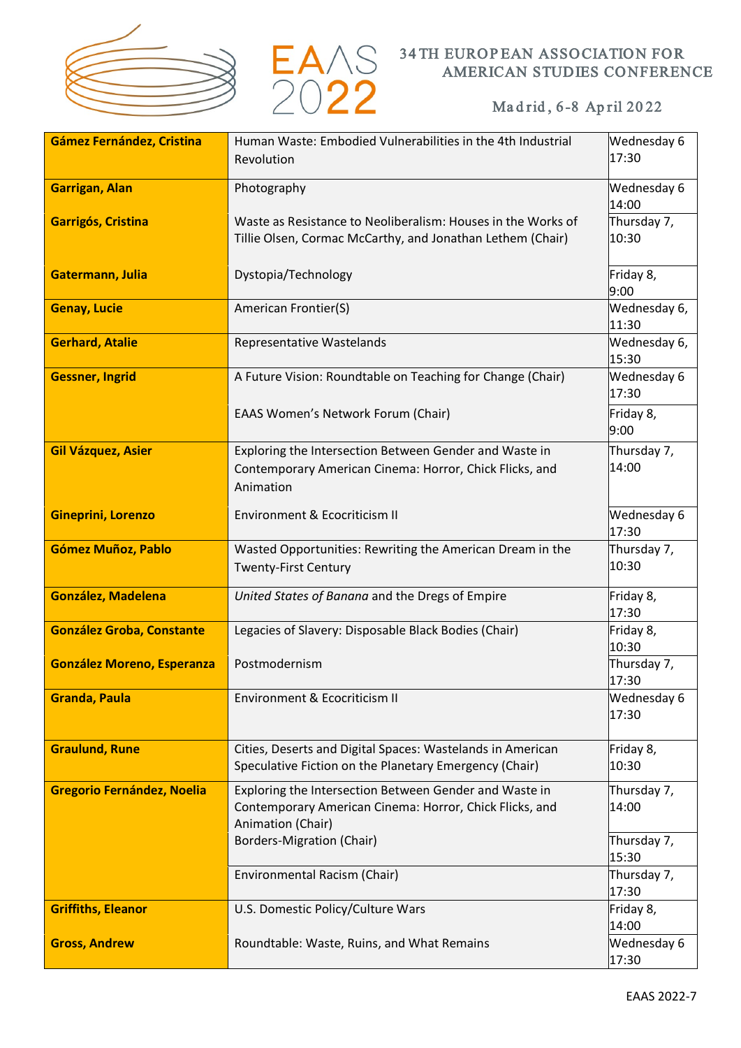| Name | Session | Time |
|---|---|---|
| **Gámez Fernández, Cristina** | Human Waste: Embodied Vulnerabilities in the 4th Industrial Revolution | Wednesday 6 17:30 |
| **Garrigan, Alan** | Photography | Wednesday 6 14:00 |
| **Garrigós, Cristina** | Waste as Resistance to Neoliberalism: Houses in the Works of Tillie Olsen, Cormac McCarthy, and Jonathan Lethem (Chair) | Thursday 7, 10:30 |
| **Gatermann, Julia** | Dystopia/Technology | Friday 8, 9:00 |
| **Genay, Lucie** | American Frontier(S) | Wednesday 6, 11:30 |
| **Gerhard, Atalie** | Representative Wastelands | Wednesday 6, 15:30 |
| **Gessner, Ingrid** | A Future Vision: Roundtable on Teaching for Change (Chair) | Wednesday 6 17:30 |
| | EAAS Women's Network Forum (Chair) | Friday 8, 9:00 |
| **Gil Vázquez, Asier** | Exploring the Intersection Between Gender and Waste in Contemporary American Cinema: Horror, Chick Flicks, and Animation | Thursday 7, 14:00 |
| **Gineprini, Lorenzo** | Environment & Ecocriticism II | Wednesday 6 17:30 |
| **Gómez Muñoz, Pablo** | Wasted Opportunities: Rewriting the American Dream in the Twenty-First Century | Thursday 7, 10:30 |
| **González, Madelena** | *United States of Banana* and the Dregs of Empire | Friday 8, 17:30 |
| **González Groba, Constante** | Legacies of Slavery: Disposable Black Bodies (Chair) | Friday 8, 10:30 |
| **González Moreno, Esperanza** | Postmodernism | Thursday 7, 17:30 |
| **Granda, Paula** | Environment & Ecocriticism II | Wednesday 6 17:30 |
| **Graulund, Rune** | Cities, Deserts and Digital Spaces: Wastelands in American Speculative Fiction on the Planetary Emergency (Chair) | Friday 8, 10:30 |
| **Gregorio Fernández, Noelia** | Exploring the Intersection Between Gender and Waste in Contemporary American Cinema: Horror, Chick Flicks, and Animation (Chair) | Thursday 7, 14:00 |
| | Borders-Migration (Chair) | Thursday 7, 15:30 |
| | Environmental Racism (Chair) | Thursday 7, 17:30 |
| **Griffiths, Eleanor** | U.S. Domestic Policy/Culture Wars | Friday 8, 14:00 |
| **Gross, Andrew** | Roundtable: Waste, Ruins, and What Remains | Wednesday 6 17:30 |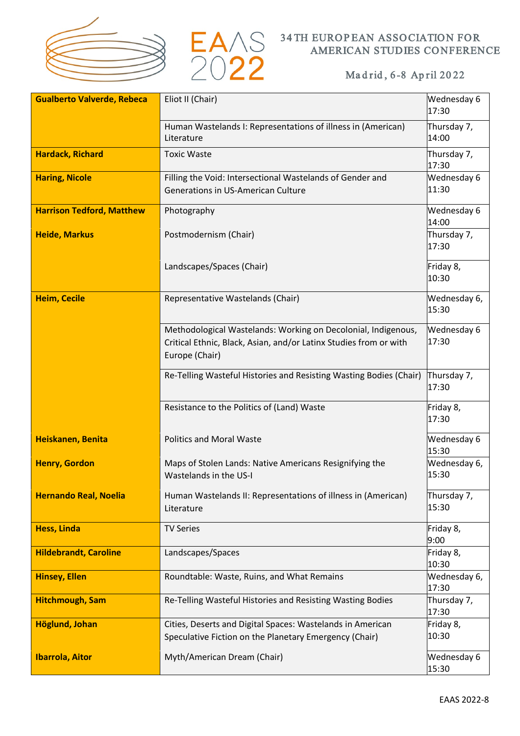| | | |
|---|---|---|
| **Gualberto Valverde, Rebeca** | Eliot II (Chair) | Wednesday 6 17:30 |
| | Human Wastelands I: Representations of illness in (American) Literature | Thursday 7, 14:00 |
| **Hardack, Richard** | Toxic Waste | Thursday 7, 17:30 |
| **Haring, Nicole** | Filling the Void: Intersectional Wastelands of Gender and Generations in US-American Culture | Wednesday 6 11:30 |
| **Harrison Tedford, Matthew** | Photography | Wednesday 6 14:00 |
| **Heide, Markus** | Postmodernism (Chair) | Thursday 7, 17:30 |
| | Landscapes/Spaces (Chair) | Friday 8, 10:30 |
| **Heim, Cecile** | Representative Wastelands (Chair) | Wednesday 6, 15:30 |
| | Methodological Wastelands: Working on Decolonial, Indigenous, Critical Ethnic, Black, Asian, and/or Latinx Studies from or with Europe (Chair) | Wednesday 6 17:30 |
| | Re-Telling Wasteful Histories and Resisting Wasting Bodies (Chair) | Thursday 7, 17:30 |
| | Resistance to the Politics of (Land) Waste | Friday 8, 17:30 |
| **Heiskanen, Benita** | Politics and Moral Waste | Wednesday 6 15:30 |
| **Henry, Gordon** | Maps of Stolen Lands: Native Americans Resignifying the Wastelands in the US-I | Wednesday 6, 15:30 |
| **Hernando Real, Noelia** | Human Wastelands II: Representations of illness in (American) Literature | Thursday 7, 15:30 |
| **Hess, Linda** | TV Series | Friday 8, 9:00 |
| **Hildebrandt, Caroline** | Landscapes/Spaces | Friday 8, 10:30 |
| **Hinsey, Ellen** | Roundtable: Waste, Ruins, and What Remains | Wednesday 6, 17:30 |
| **Hitchmough, Sam** | Re-Telling Wasteful Histories and Resisting Wasting Bodies | Thursday 7, 17:30 |
| **Höglund, Johan** | Cities, Deserts and Digital Spaces: Wastelands in American Speculative Fiction on the Planetary Emergency (Chair) | Friday 8, 10:30 |
| **Ibarrola, Aitor** | Myth/American Dream (Chair) | Wednesday 6 15:30 |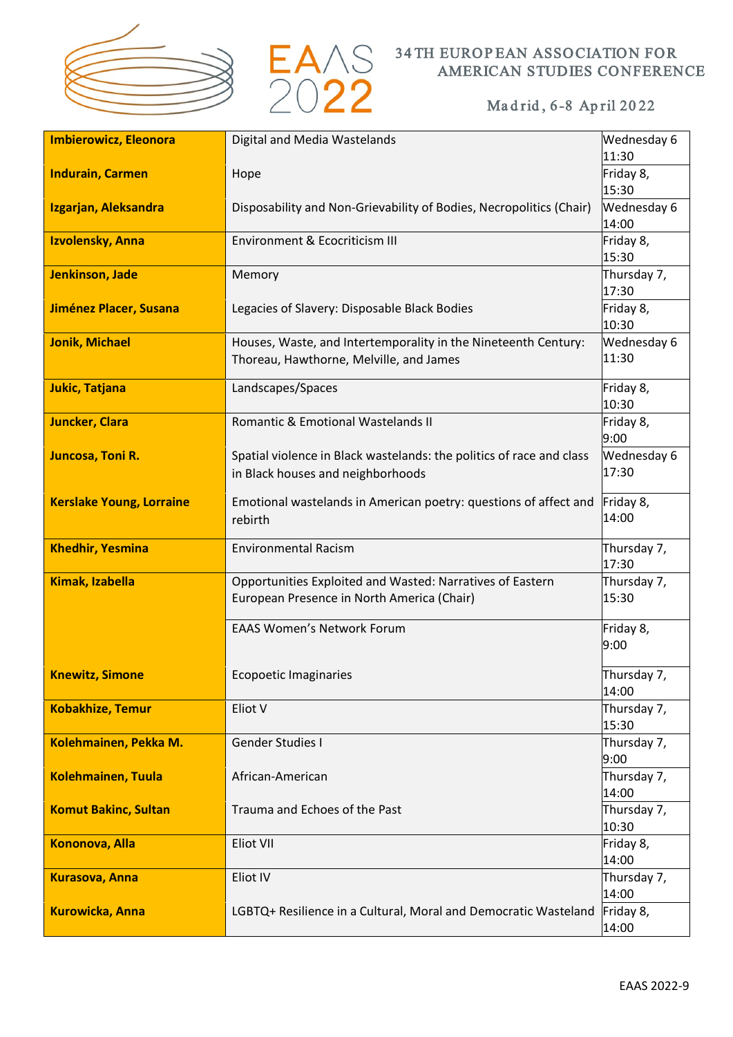| Imbierowicz, Eleonora | Digital and Media Wastelands | Wednesday 6 11:30 |
|---|---|---|
| **Indurain, Carmen** | Hope | Friday 8, 15:30 |
| **Izgarjan, Aleksandra** | Disposability and Non-Grievability of Bodies, Necropolitics (Chair) | Wednesday 6 14:00 |
| **Izvolensky, Anna** | Environment & Ecocriticism III | Friday 8, 15:30 |
| **Jenkinson, Jade** | Memory | Thursday 7, 17:30 |
| **Jiménez Placer, Susana** | Legacies of Slavery: Disposable Black Bodies | Friday 8, 10:30 |
| **Jonik, Michael** | Houses, Waste, and Intertemporality in the Nineteenth Century: Thoreau, Hawthorne, Melville, and James | Wednesday 6 11:30 |
| **Jukic, Tatjana** | Landscapes/Spaces | Friday 8, 10:30 |
| **Juncker, Clara** | Romantic & Emotional Wastelands II | Friday 8, 9:00 |
| **Juncosa, Toni R.** | Spatial violence in Black wastelands: the politics of race and class in Black houses and neighborhoods | Wednesday 6 17:30 |
| **Kerslake Young, Lorraine** | Emotional wastelands in American poetry: questions of affect and rebirth | Friday 8, 14:00 |
| **Khedhir, Yesmina** | Environmental Racism | Thursday 7, 17:30 |
| **Kimak, Izabella** | Opportunities Exploited and Wasted: Narratives of Eastern European Presence in North America (Chair) | Thursday 7, 15:30 |
| | EAAS Women's Network Forum | Friday 8, 9:00 |
| **Knewitz, Simone** | Ecopoetic Imaginaries | Thursday 7, 14:00 |
| **Kobakhize, Temur** | Eliot V | Thursday 7, 15:30 |
| **Kolehmainen, Pekka M.** | Gender Studies I | Thursday 7, 9:00 |
| **Kolehmainen, Tuula** | African-American | Thursday 7, 14:00 |
| **Komut Bakinc, Sultan** | Trauma and Echoes of the Past | Thursday 7, 10:30 |
| **Kononova, Alla** | Eliot VII | Friday 8, 14:00 |
| **Kurasova, Anna** | Eliot IV | Thursday 7, 14:00 |
| **Kurowicka, Anna** | LGBTQ+ Resilience in a Cultural, Moral and Democratic Wasteland | Friday 8, 14:00 |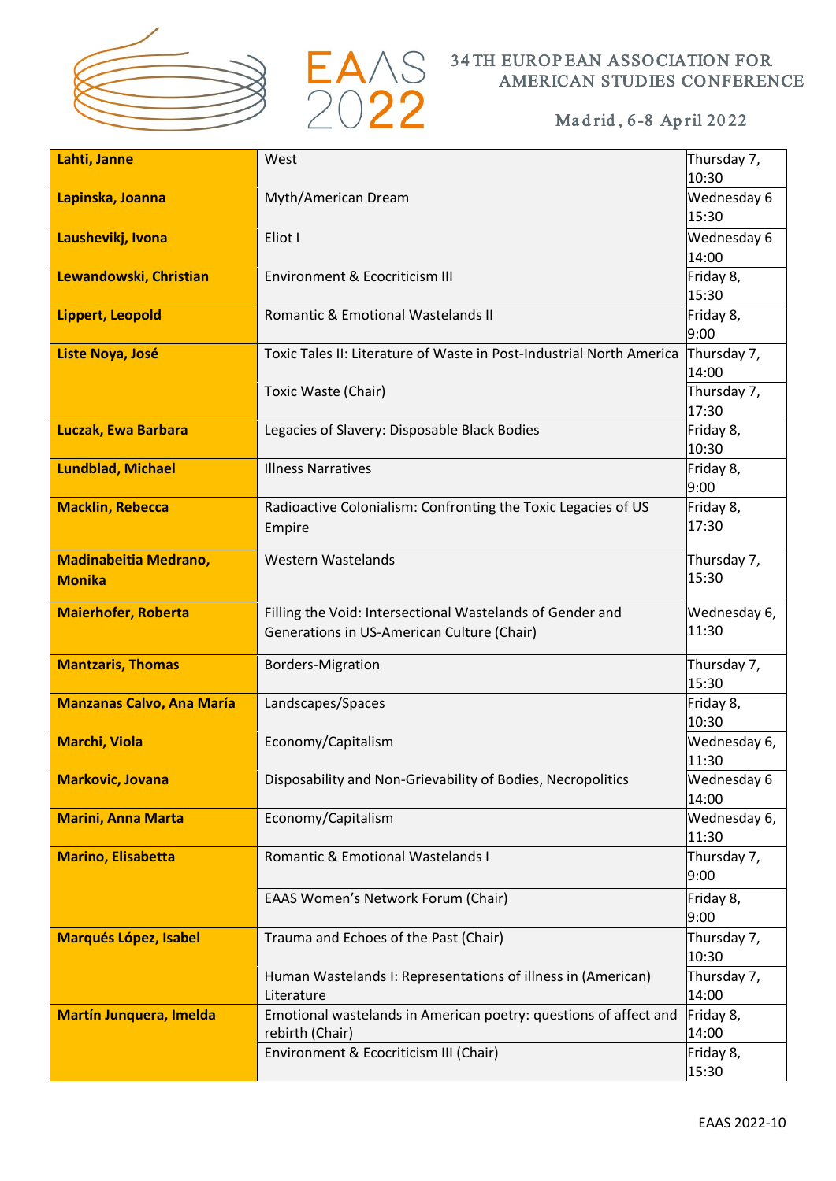| | | |
|---|---|---|
| **Lahti, Janne** | West | Thursday 7, 10:30 |
| **Lapinska, Joanna** | Myth/American Dream | Wednesday 6 15:30 |
| **Laushevikj, Ivona** | Eliot I | Wednesday 6 14:00 |
| **Lewandowski, Christian** | Environment & Ecocriticism III | Friday 8, 15:30 |
| **Lippert, Leopold** | Romantic & Emotional Wastelands II | Friday 8, 9:00 |
| **Liste Noya, José** | Toxic Tales II: Literature of Waste in Post-Industrial North America | Thursday 7, 14:00 |
| | Toxic Waste (Chair) | Thursday 7, 17:30 |
| **Luczak, Ewa Barbara** | Legacies of Slavery: Disposable Black Bodies | Friday 8, 10:30 |
| **Lundblad, Michael** | Illness Narratives | Friday 8, 9:00 |
| **Macklin, Rebecca** | Radioactive Colonialism: Confronting the Toxic Legacies of US Empire | Friday 8, 17:30 |
| **Madinabeitia Medrano, Monika** | Western Wastelands | Thursday 7, 15:30 |
| **Maierhofer, Roberta** | Filling the Void: Intersectional Wastelands of Gender and Generations in US-American Culture (Chair) | Wednesday 6, 11:30 |
| **Mantzaris, Thomas** | Borders-Migration | Thursday 7, 15:30 |
| **Manzanas Calvo, Ana María** | Landscapes/Spaces | Friday 8, 10:30 |
| **Marchi, Viola** | Economy/Capitalism | Wednesday 6, 11:30 |
| **Markovic, Jovana** | Disposability and Non-Grievability of Bodies, Necropolitics | Wednesday 6 14:00 |
| **Marini, Anna Marta** | Economy/Capitalism | Wednesday 6, 11:30 |
| **Marino, Elisabetta** | Romantic & Emotional Wastelands I | Thursday 7, 9:00 |
| | EAAS Women's Network Forum (Chair) | Friday 8, 9:00 |
| **Marqués López, Isabel** | Trauma and Echoes of the Past (Chair) | Thursday 7, 10:30 |
| | Human Wastelands I: Representations of illness in (American) Literature | Thursday 7, 14:00 |
| **Martín Junquera, Imelda** | Emotional wastelands in American poetry: questions of affect and rebirth (Chair) | Friday 8, 14:00 |
| | Environment & Ecocriticism III (Chair) | Friday 8, 15:30 |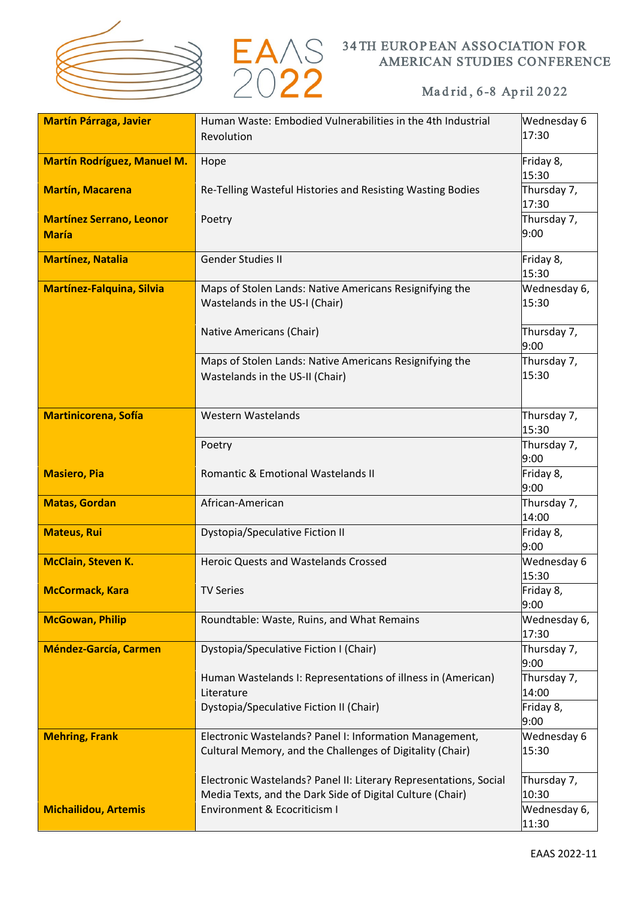| | | |
|---|---|---|
| **Martín Párraga, Javier** | Human Waste: Embodied Vulnerabilities in the 4th Industrial Revolution | Wednesday 6 17:30 |
| **Martín Rodríguez, Manuel M.** | Hope | Friday 8, 15:30 |
| **Martín, Macarena** | Re-Telling Wasteful Histories and Resisting Wasting Bodies | Thursday 7, 17:30 |
| **Martínez Serrano, Leonor María** | Poetry | Thursday 7, 9:00 |
| **Martínez, Natalia** | Gender Studies II | Friday 8, 15:30 |
| **Martínez-Falquina, Silvia** | Maps of Stolen Lands: Native Americans Resignifying the Wastelands in the US-I (Chair) | Wednesday 6, 15:30 |
| | Native Americans (Chair) | Thursday 7, 9:00 |
| | Maps of Stolen Lands: Native Americans Resignifying the Wastelands in the US-II (Chair) | Thursday 7, 15:30 |
| **Martinicorena, Sofía** | Western Wastelands | Thursday 7, 15:30 |
| | Poetry | Thursday 7, 9:00 |
| **Masiero, Pia** | Romantic & Emotional Wastelands II | Friday 8, 9:00 |
| **Matas, Gordan** | African-American | Thursday 7, 14:00 |
| **Mateus, Rui** | Dystopia/Speculative Fiction II | Friday 8, 9:00 |
| **McClain, Steven K.** | Heroic Quests and Wastelands Crossed | Wednesday 6 15:30 |
| **McCormack, Kara** | TV Series | Friday 8, 9:00 |
| **McGowan, Philip** | Roundtable: Waste, Ruins, and What Remains | Wednesday 6, 17:30 |
| **Méndez-García, Carmen** | Dystopia/Speculative Fiction I (Chair) | Thursday 7, 9:00 |
| | Human Wastelands I: Representations of illness in (American) Literature | Thursday 7, 14:00 |
| | Dystopia/Speculative Fiction II (Chair) | Friday 8, 9:00 |
| **Mehring, Frank** | Electronic Wastelands? Panel I: Information Management, Cultural Memory, and the Challenges of Digitality (Chair) | Wednesday 6 15:30 |
| | Electronic Wastelands? Panel II: Literary Representations, Social Media Texts, and the Dark Side of Digital Culture (Chair) | Thursday 7, 10:30 |
| **Michailidou, Artemis** | Environment & Ecocriticism I | Wednesday 6, 11:30 |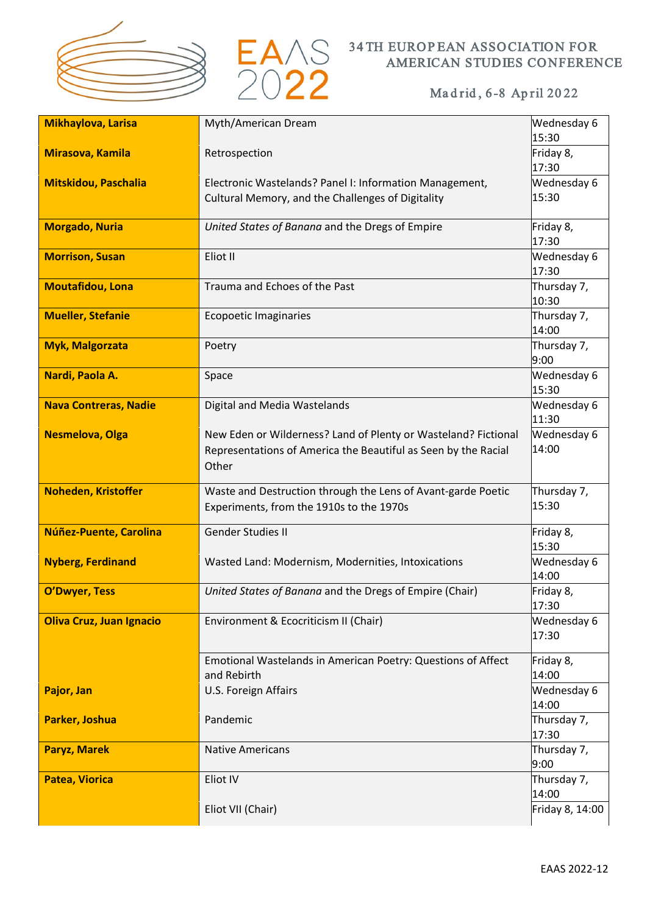| | | |
|---|---|---|
| **Mikhaylova, Larisa** | Myth/American Dream | Wednesday 6 15:30 |
| **Mirasova, Kamila** | Retrospection | Friday 8, 17:30 |
| **Mitskidou, Paschalia** | Electronic Wastelands? Panel I: Information Management, Cultural Memory, and the Challenges of Digitality | Wednesday 6 15:30 |
| **Morgado, Nuria** | *United States of Banana* and the Dregs of Empire | Friday 8, 17:30 |
| **Morrison, Susan** | Eliot II | Wednesday 6 17:30 |
| **Moutafidou, Lona** | Trauma and Echoes of the Past | Thursday 7, 10:30 |
| **Mueller, Stefanie** | Ecopoetic Imaginaries | Thursday 7, 14:00 |
| **Myk, Malgorzata** | Poetry | Thursday 7, 9:00 |
| **Nardi, Paola A.** | Space | Wednesday 6 15:30 |
| **Nava Contreras, Nadie** | Digital and Media Wastelands | Wednesday 6 11:30 |
| **Nesmelova, Olga** | New Eden or Wilderness? Land of Plenty or Wasteland? Fictional Representations of America the Beautiful as Seen by the Racial Other | Wednesday 6 14:00 |
| **Noheden, Kristoffer** | Waste and Destruction through the Lens of Avant-garde Poetic Experiments, from the 1910s to the 1970s | Thursday 7, 15:30 |
| **Núñez-Puente, Carolina** | Gender Studies II | Friday 8, 15:30 |
| **Nyberg, Ferdinand** | Wasted Land: Modernism, Modernities, Intoxications | Wednesday 6 14:00 |
| **O'Dwyer, Tess** | *United States of Banana* and the Dregs of Empire (Chair) | Friday 8, 17:30 |
| **Oliva Cruz, Juan Ignacio** | Environment & Ecocriticism II (Chair) | Wednesday 6 17:30 |
| | Emotional Wastelands in American Poetry: Questions of Affect and Rebirth | Friday 8, 14:00 |
| **Pajor, Jan** | U.S. Foreign Affairs | Wednesday 6 14:00 |
| **Parker, Joshua** | Pandemic | Thursday 7, 17:30 |
| **Paryz, Marek** | Native Americans | Thursday 7, 9:00 |
| **Patea, Viorica** | Eliot IV | Thursday 7, 14:00 |
| | Eliot VII (Chair) | Friday 8, 14:00 |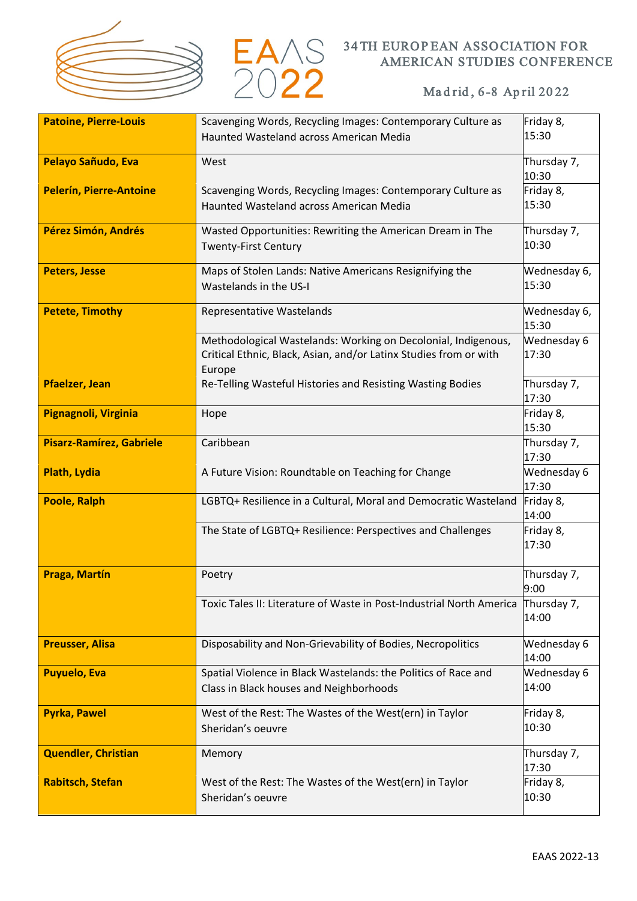| | | |
|---|---|---|
| **Patoine, Pierre-Louis** | Scavenging Words, Recycling Images: Contemporary Culture as Haunted Wasteland across American Media | Friday 8, 15:30 |
| **Pelayo Sañudo, Eva** | West | Thursday 7, 10:30 |
| **Pelerín, Pierre-Antoine** | Scavenging Words, Recycling Images: Contemporary Culture as Haunted Wasteland across American Media | Friday 8, 15:30 |
| **Pérez Simón, Andrés** | Wasted Opportunities: Rewriting the American Dream in The Twenty-First Century | Thursday 7, 10:30 |
| **Peters, Jesse** | Maps of Stolen Lands: Native Americans Resignifying the Wastelands in the US-I | Wednesday 6, 15:30 |
| **Petete, Timothy** | Representative Wastelands | Wednesday 6, 15:30 |
| | Methodological Wastelands: Working on Decolonial, Indigenous, Critical Ethnic, Black, Asian, and/or Latinx Studies from or with Europe | Wednesday 6 17:30 |
| **Pfaelzer, Jean** | Re-Telling Wasteful Histories and Resisting Wasting Bodies | Thursday 7, 17:30 |
| **Pignagnoli, Virginia** | Hope | Friday 8, 15:30 |
| **Pisarz-Ramírez, Gabriele** | Caribbean | Thursday 7, 17:30 |
| **Plath, Lydia** | A Future Vision: Roundtable on Teaching for Change | Wednesday 6 17:30 |
| **Poole, Ralph** | LGBTQ+ Resilience in a Cultural, Moral and Democratic Wasteland | Friday 8, 14:00 |
| | The State of LGBTQ+ Resilience: Perspectives and Challenges | Friday 8, 17:30 |
| **Praga, Martín** | Poetry | Thursday 7, 9:00 |
| | Toxic Tales II: Literature of Waste in Post-Industrial North America | Thursday 7, 14:00 |
| **Preusser, Alisa** | Disposability and Non-Grievability of Bodies, Necropolitics | Wednesday 6 14:00 |
| **Puyuelo, Eva** | Spatial Violence in Black Wastelands: the Politics of Race and Class in Black houses and Neighborhoods | Wednesday 6 14:00 |
| **Pyrka, Pawel** | West of the Rest: The Wastes of the West(ern) in Taylor Sheridan's oeuvre | Friday 8, 10:30 |
| **Quendler, Christian** | Memory | Thursday 7, 17:30 |
| **Rabitsch, Stefan** | West of the Rest: The Wastes of the West(ern) in Taylor Sheridan's oeuvre | Friday 8, 10:30 |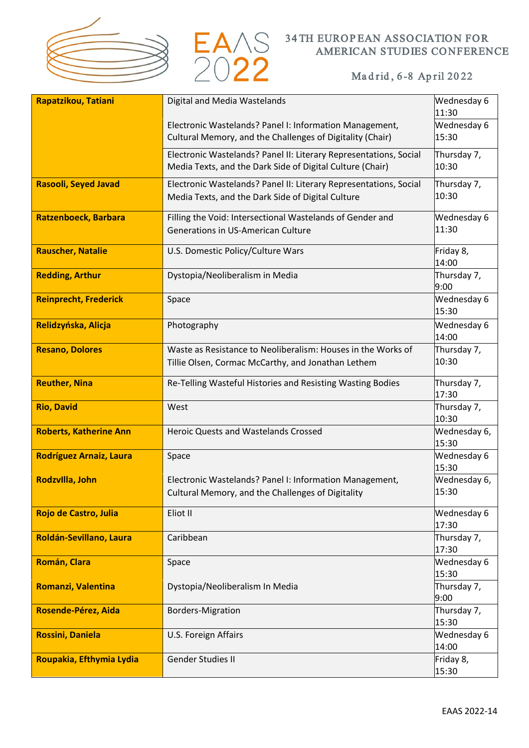| | | |
|---|---|---|
| **Rapatzikou, Tatiani** | Digital and Media Wastelands | Wednesday 6 11:30 |
| | Electronic Wastelands? Panel I: Information Management, Cultural Memory, and the Challenges of Digitality (Chair) | Wednesday 6 15:30 |
| | Electronic Wastelands? Panel II: Literary Representations, Social Media Texts, and the Dark Side of Digital Culture (Chair) | Thursday 7, 10:30 |
| **Rasooli, Seyed Javad** | Electronic Wastelands? Panel II: Literary Representations, Social Media Texts, and the Dark Side of Digital Culture | Thursday 7, 10:30 |
| **Ratzenboeck, Barbara** | Filling the Void: Intersectional Wastelands of Gender and Generations in US-American Culture | Wednesday 6 11:30 |
| **Rauscher, Natalie** | U.S. Domestic Policy/Culture Wars | Friday 8, 14:00 |
| **Redding, Arthur** | Dystopia/Neoliberalism in Media | Thursday 7, 9:00 |
| **Reinprecht, Frederick** | Space | Wednesday 6 15:30 |
| **Relidzyńska, Alicja** | Photography | Wednesday 6 14:00 |
| **Resano, Dolores** | Waste as Resistance to Neoliberalism: Houses in the Works of Tillie Olsen, Cormac McCarthy, and Jonathan Lethem | Thursday 7, 10:30 |
| **Reuther, Nina** | Re-Telling Wasteful Histories and Resisting Wasting Bodies | Thursday 7, 17:30 |
| **Rio, David** | West | Thursday 7, 10:30 |
| **Roberts, Katherine Ann** | Heroic Quests and Wastelands Crossed | Wednesday 6, 15:30 |
| **Rodríguez Arnaiz, Laura** | Space | Wednesday 6 15:30 |
| **Rodzvilla, John** | Electronic Wastelands? Panel I: Information Management, Cultural Memory, and the Challenges of Digitality | Wednesday 6, 15:30 |
| **Rojo de Castro, Julia** | Eliot II | Wednesday 6 17:30 |
| **Roldán-Sevillano, Laura** | Caribbean | Thursday 7, 17:30 |
| **Román, Clara** | Space | Wednesday 6 15:30 |
| **Romanzi, Valentina** | Dystopia/Neoliberalism In Media | Thursday 7, 9:00 |
| **Rosende-Pérez, Aida** | Borders-Migration | Thursday 7, 15:30 |
| **Rossini, Daniela** | U.S. Foreign Affairs | Wednesday 6 14:00 |
| **Roupakia, Efthymia Lydia** | Gender Studies II | Friday 8, 15:30 |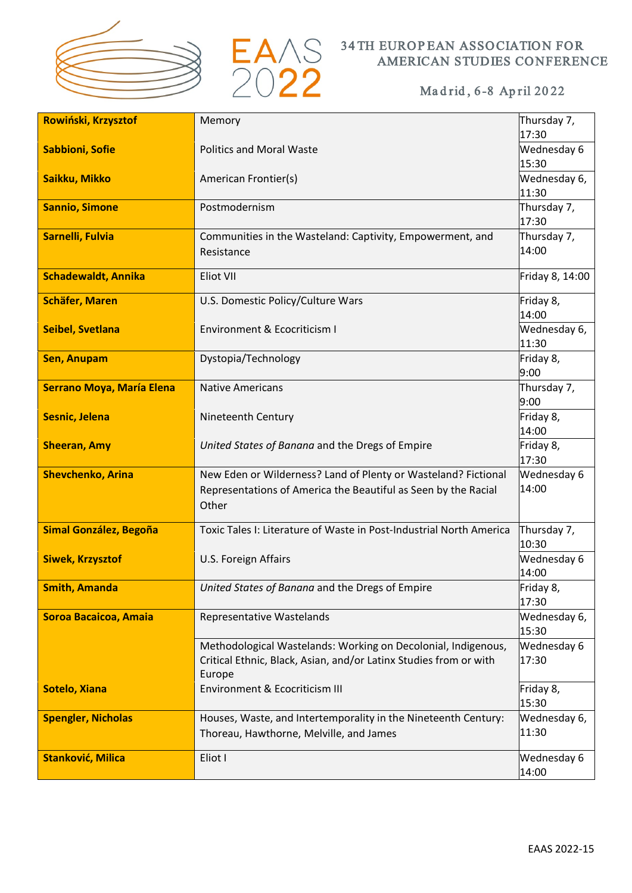| Name | Panel | Time |
|---|---|---|
| **Rowiński, Krzysztof** | Memory | Thursday 7, 17:30 |
| **Sabbioni, Sofie** | Politics and Moral Waste | Wednesday 6 15:30 |
| **Saikku, Mikko** | American Frontier(s) | Wednesday 6, 11:30 |
| **Sannio, Simone** | Postmodernism | Thursday 7, 17:30 |
| **Sarnelli, Fulvia** | Communities in the Wasteland: Captivity, Empowerment, and Resistance | Thursday 7, 14:00 |
| **Schadewaldt, Annika** | Eliot VII | Friday 8, 14:00 |
| **Schäfer, Maren** | U.S. Domestic Policy/Culture Wars | Friday 8, 14:00 |
| **Seibel, Svetlana** | Environment & Ecocriticism I | Wednesday 6, 11:30 |
| **Sen, Anupam** | Dystopia/Technology | Friday 8, 9:00 |
| **Serrano Moya, María Elena** | Native Americans | Thursday 7, 9:00 |
| **Sesnic, Jelena** | Nineteenth Century | Friday 8, 14:00 |
| **Sheeran, Amy** | *United States of Banana* and the Dregs of Empire | Friday 8, 17:30 |
| **Shevchenko, Arina** | New Eden or Wilderness? Land of Plenty or Wasteland? Fictional Representations of America the Beautiful as Seen by the Racial Other | Wednesday 6 14:00 |
| **Simal González, Begoña** | Toxic Tales I: Literature of Waste in Post-Industrial North America | Thursday 7, 10:30 |
| **Siwek, Krzysztof** | U.S. Foreign Affairs | Wednesday 6 14:00 |
| **Smith, Amanda** | *United States of Banana* and the Dregs of Empire | Friday 8, 17:30 |
| **Soroa Bacaicoa, Amaia** | Representative Wastelands | Wednesday 6, 15:30 |
| | Methodological Wastelands: Working on Decolonial, Indigenous, Critical Ethnic, Black, Asian, and/or Latinx Studies from or with Europe | Wednesday 6 17:30 |
| **Sotelo, Xiana** | Environment & Ecocriticism III | Friday 8, 15:30 |
| **Spengler, Nicholas** | Houses, Waste, and Intertemporality in the Nineteenth Century: Thoreau, Hawthorne, Melville, and James | Wednesday 6, 11:30 |
| **Stanković, Milica** | Eliot I | Wednesday 6 14:00 |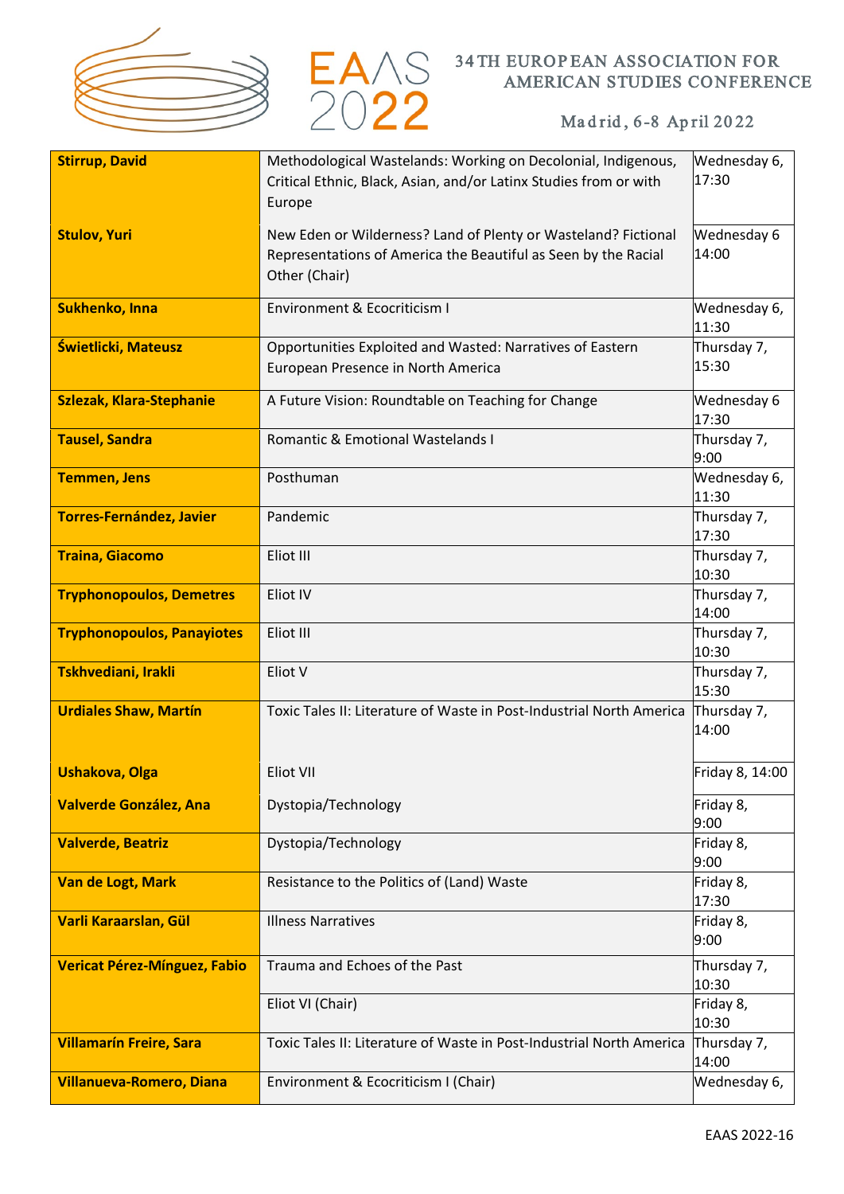| Stirrup, David | Methodological Wastelands: Working on Decolonial, Indigenous, Critical Ethnic, Black, Asian, and/or Latinx Studies from or with Europe | Wednesday 6, 17:30 |
|---|---|---|
| **Stulov, Yuri** | New Eden or Wilderness? Land of Plenty or Wasteland? Fictional Representations of America the Beautiful as Seen by the Racial Other (Chair) | Wednesday 6 14:00 |
| **Sukhenko, Inna** | Environment & Ecocriticism I | Wednesday 6, 11:30 |
| **Świetlicki, Mateusz** | Opportunities Exploited and Wasted: Narratives of Eastern European Presence in North America | Thursday 7, 15:30 |
| **Szlezak, Klara-Stephanie** | A Future Vision: Roundtable on Teaching for Change | Wednesday 6 17:30 |
| **Tausel, Sandra** | Romantic & Emotional Wastelands I | Thursday 7, 9:00 |
| **Temmen, Jens** | Posthuman | Wednesday 6, 11:30 |
| **Torres-Fernández, Javier** | Pandemic | Thursday 7, 17:30 |
| **Traina, Giacomo** | Eliot III | Thursday 7, 10:30 |
| **Tryphonopoulos, Demetres** | Eliot IV | Thursday 7, 14:00 |
| **Tryphonopoulos, Panayiotes** | Eliot III | Thursday 7, 10:30 |
| **Tskhvediani, Irakli** | Eliot V | Thursday 7, 15:30 |
| **Urdiales Shaw, Martín** | Toxic Tales II: Literature of Waste in Post-Industrial North America | Thursday 7, 14:00 |
| **Ushakova, Olga** | Eliot VII | Friday 8, 14:00 |
| **Valverde González, Ana** | Dystopia/Technology | Friday 8, 9:00 |
| **Valverde, Beatriz** | Dystopia/Technology | Friday 8, 9:00 |
| **Van de Logt, Mark** | Resistance to the Politics of (Land) Waste | Friday 8, 17:30 |
| **Varli Karaarslan, Gül** | Illness Narratives | Friday 8, 9:00 |
| **Vericat Pérez-Mínguez, Fabio** | Trauma and Echoes of the Past | Thursday 7, 10:30 |
| | Eliot VI (Chair) | Friday 8, 10:30 |
| **Villamarín Freire, Sara** | Toxic Tales II: Literature of Waste in Post-Industrial North America | Thursday 7, 14:00 |
| **Villanueva-Romero, Diana** | Environment & Ecocriticism I (Chair) | Wednesday 6, |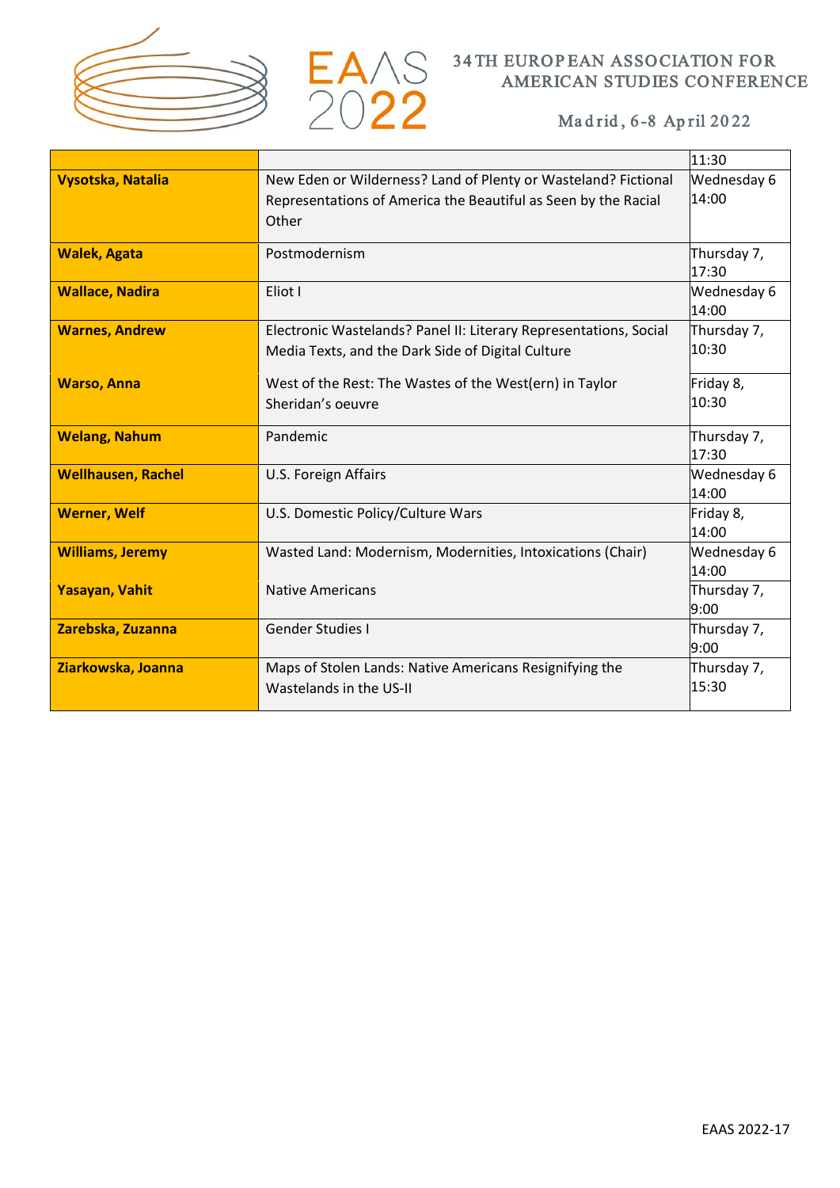| | | |
|---|---|---|
| | | 11:30 |
| **Vysotska, Natalia** | New Eden or Wilderness? Land of Plenty or Wasteland? Fictional Representations of America the Beautiful as Seen by the Racial Other | Wednesday 6 14:00 |
| **Walek, Agata** | Postmodernism | Thursday 7, 17:30 |
| **Wallace, Nadira** | Eliot I | Wednesday 6 14:00 |
| **Warnes, Andrew** | Electronic Wastelands? Panel II: Literary Representations, Social Media Texts, and the Dark Side of Digital Culture | Thursday 7, 10:30 |
| **Warso, Anna** | West of the Rest: The Wastes of the West(ern) in Taylor Sheridan's oeuvre | Friday 8, 10:30 |
| **Welang, Nahum** | Pandemic | Thursday 7, 17:30 |
| **Wellhausen, Rachel** | U.S. Foreign Affairs | Wednesday 6 14:00 |
| **Werner, Welf** | U.S. Domestic Policy/Culture Wars | Friday 8, 14:00 |
| **Williams, Jeremy** | Wasted Land: Modernism, Modernities, Intoxications (Chair) | Wednesday 6 14:00 |
| **Yasayan, Vahit** | Native Americans | Thursday 7, 9:00 |
| **Zarebska, Zuzanna** | Gender Studies I | Thursday 7, 9:00 |
| **Ziarkowska, Joanna** | Maps of Stolen Lands: Native Americans Resignifying the Wastelands in the US-II | Thursday 7, 15:30 |